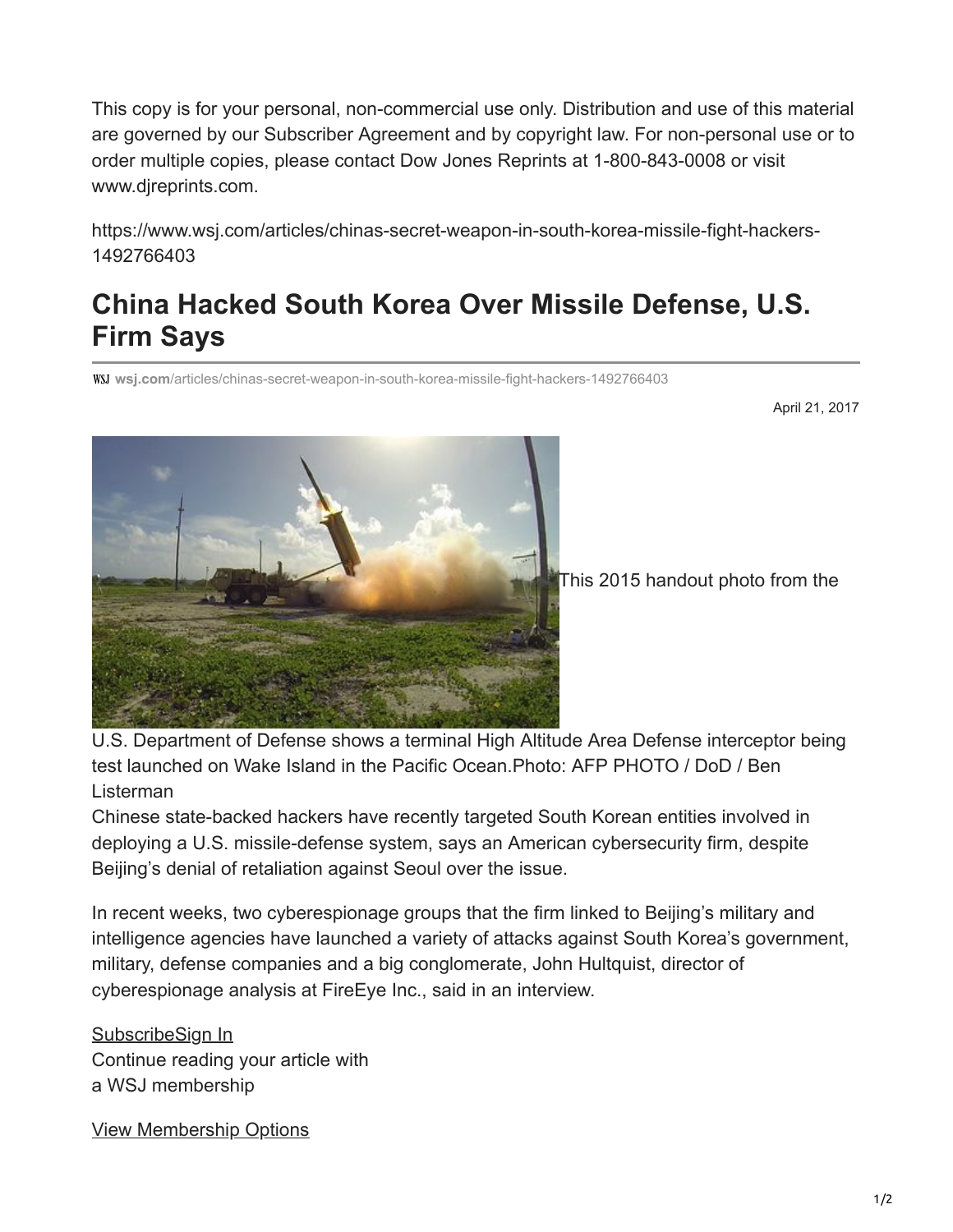This copy is for your personal, non-commercial use only. Distribution and use of this material are governed by our Subscriber Agreement and by copyright law. For non-personal use or to order multiple copies, please contact Dow Jones Reprints at 1-800-843-0008 or visit www.djreprints.com.

https://www.wsj.com/articles/chinas-secret-weapon-in-south-korea-missile-fight-hackers-1492766403

# China Hacked South Korea Over Missile Defense, U.S. Firm Says

WSJ **wsj.com**/articles/chinas-secret-weapon-in-south-korea-missile-fight-hackers-1492766403

April 21, 2017

This 2015 handout photo from the U.S. Department of Defense shows a terminal High Altitude Area Defense interceptor being test launched on Wake Island in the Pacific Ocean.Photo: AFP PHOTO / DoD / Ben Listerman

Chinese state-backed hackers have recently targeted South Korean entities involved in deploying a U.S. missile-defense system, says an American cybersecurity firm, despite Beijing's denial of retaliation against Seoul over the issue.

In recent weeks, two cyberespionage groups that the firm linked to Beijing's military and intelligence agencies have launched a variety of attacks against South Korea's government, military, defense companies and a big conglomerate, John Hultquist, director of cyberespionage analysis at FireEye Inc., said in an interview.

SubscribeSign In
Continue reading your article with a WSJ membership

View Membership Options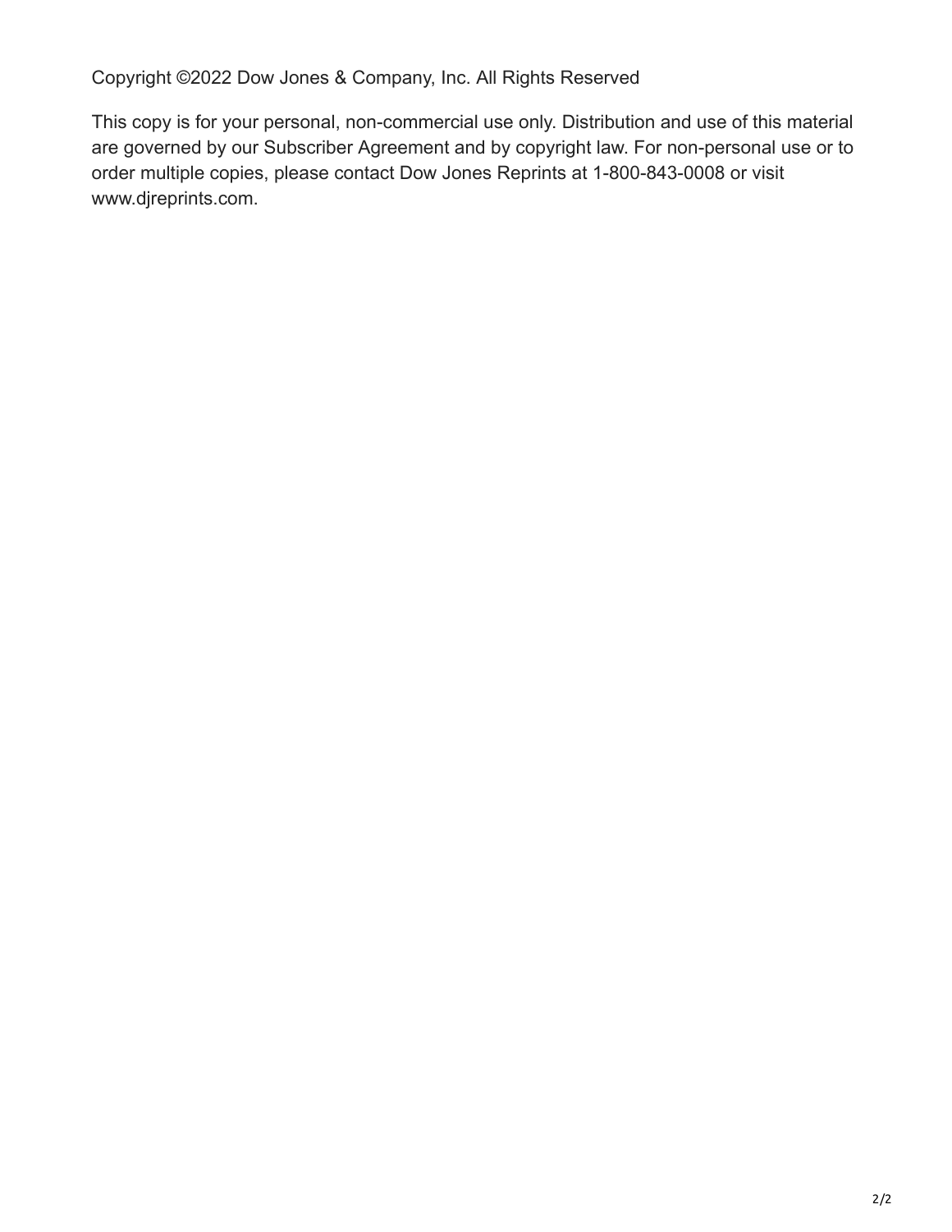Copyright ©2022 Dow Jones & Company, Inc. All Rights Reserved

This copy is for your personal, non-commercial use only. Distribution and use of this material are governed by our Subscriber Agreement and by copyright law. For non-personal use or to order multiple copies, please contact Dow Jones Reprints at 1-800-843-0008 or visit www.djreprints.com.